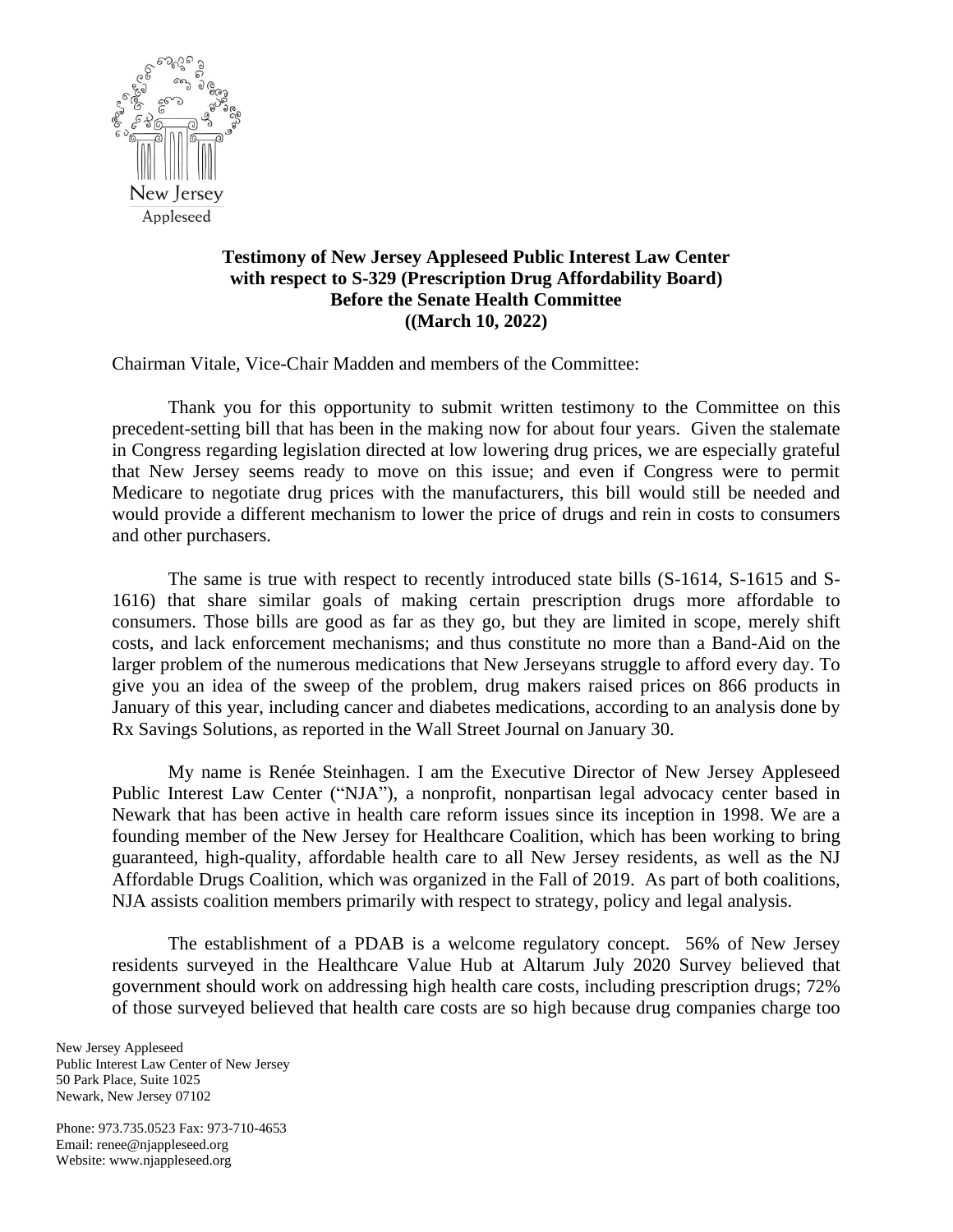New Jersey
Appleseed

**Testimony of New Jersey Appleseed Public Interest Law Center**
**with respect to S-329 (Prescription Drug Affordability Board)**
**Before the Senate Health Committee**
**((March 10, 2022)**

Chairman Vitale, Vice-Chair Madden and members of the Committee:

Thank you for this opportunity to submit written testimony to the Committee on this precedent-setting bill that has been in the making now for about four years. Given the stalemate in Congress regarding legislation directed at low lowering drug prices, we are especially grateful that New Jersey seems ready to move on this issue; and even if Congress were to permit Medicare to negotiate drug prices with the manufacturers, this bill would still be needed and would provide a different mechanism to lower the price of drugs and rein in costs to consumers and other purchasers.

The same is true with respect to recently introduced state bills (S-1614, S-1615 and S-1616) that share similar goals of making certain prescription drugs more affordable to consumers. Those bills are good as far as they go, but they are limited in scope, merely shift costs, and lack enforcement mechanisms; and thus constitute no more than a Band-Aid on the larger problem of the numerous medications that New Jerseyans struggle to afford every day. To give you an idea of the sweep of the problem, drug makers raised prices on 866 products in January of this year, including cancer and diabetes medications, according to an analysis done by Rx Savings Solutions, as reported in the Wall Street Journal on January 30.

My name is Renée Steinhagen. I am the Executive Director of New Jersey Appleseed Public Interest Law Center ("NJA"), a nonprofit, nonpartisan legal advocacy center based in Newark that has been active in health care reform issues since its inception in 1998. We are a founding member of the New Jersey for Healthcare Coalition, which has been working to bring guaranteed, high-quality, affordable health care to all New Jersey residents, as well as the NJ Affordable Drugs Coalition, which was organized in the Fall of 2019. As part of both coalitions, NJA assists coalition members primarily with respect to strategy, policy and legal analysis.

The establishment of a PDAB is a welcome regulatory concept. 56% of New Jersey residents surveyed in the Healthcare Value Hub at Altarum July 2020 Survey believed that government should work on addressing high health care costs, including prescription drugs; 72% of those surveyed believed that health care costs are so high because drug companies charge too

New Jersey Appleseed
Public Interest Law Center of New Jersey
50 Park Place, Suite 1025
Newark, New Jersey 07102

Phone: 973.735.0523 Fax: 973-710-4653
Email: renee@njappleseed.org
Website: www.njappleseed.org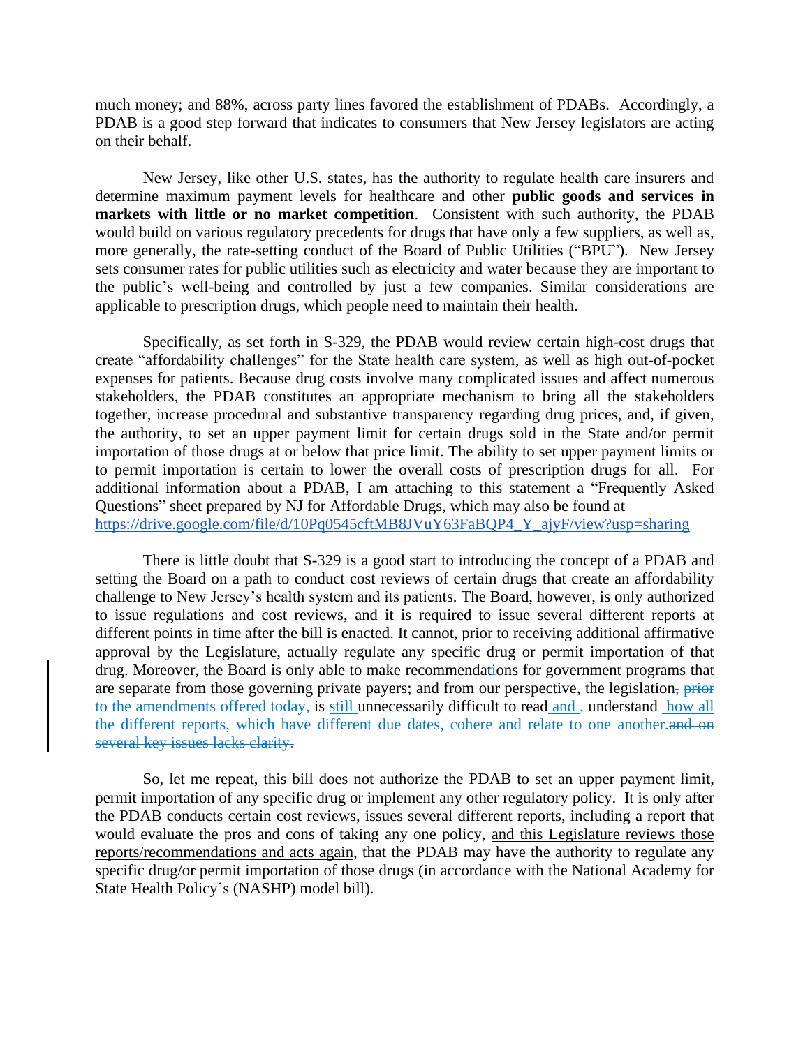much money; and 88%, across party lines favored the establishment of PDABs. Accordingly, a PDAB is a good step forward that indicates to consumers that New Jersey legislators are acting on their behalf.

New Jersey, like other U.S. states, has the authority to regulate health care insurers and determine maximum payment levels for healthcare and other **public goods and services in markets with little or no market competition**. Consistent with such authority, the PDAB would build on various regulatory precedents for drugs that have only a few suppliers, as well as, more generally, the rate-setting conduct of the Board of Public Utilities ("BPU"). New Jersey sets consumer rates for public utilities such as electricity and water because they are important to the public's well-being and controlled by just a few companies. Similar considerations are applicable to prescription drugs, which people need to maintain their health.

Specifically, as set forth in S-329, the PDAB would review certain high-cost drugs that create "affordability challenges" for the State health care system, as well as high out-of-pocket expenses for patients. Because drug costs involve many complicated issues and affect numerous stakeholders, the PDAB constitutes an appropriate mechanism to bring all the stakeholders together, increase procedural and substantive transparency regarding drug prices, and, if given, the authority, to set an upper payment limit for certain drugs sold in the State and/or permit importation of those drugs at or below that price limit. The ability to set upper payment limits or to permit importation is certain to lower the overall costs of prescription drugs for all. For additional information about a PDAB, I am attaching to this statement a "Frequently Asked Questions" sheet prepared by NJ for Affordable Drugs, which may also be found at https://drive.google.com/file/d/10Pq0545cftMB8JVuY63FaBQP4_Y_ajyF/view?usp=sharing

There is little doubt that S-329 is a good start to introducing the concept of a PDAB and setting the Board on a path to conduct cost reviews of certain drugs that create an affordability challenge to New Jersey's health system and its patients. The Board, however, is only authorized to issue regulations and cost reviews, and it is required to issue several different reports at different points in time after the bill is enacted. It cannot, prior to receiving additional affirmative approval by the Legislature, actually regulate any specific drug or permit importation of that drug. Moreover, the Board is only able to make recommendat~~i~~ions for government programs that are separate from those governing private payers; and from our perspective, the legislation~~, prior to the amendments offered today,~~ is <u>still</u> unnecessarily difficult to read<u> and</u> ~~,~~ understand <u>how all the different reports, which have different due dates, cohere and relate to one another.</u>~~and on several key issues lacks clarity.~~

So, let me repeat, this bill does not authorize the PDAB to set an upper payment limit, permit importation of any specific drug or implement any other regulatory policy. It is only after the PDAB conducts certain cost reviews, issues several different reports, including a report that would evaluate the pros and cons of taking any one policy, <u>and this Legislature reviews those reports/recommendations and acts again</u>, that the PDAB may have the authority to regulate any specific drug/or permit importation of those drugs (in accordance with the National Academy for State Health Policy's (NASHP) model bill).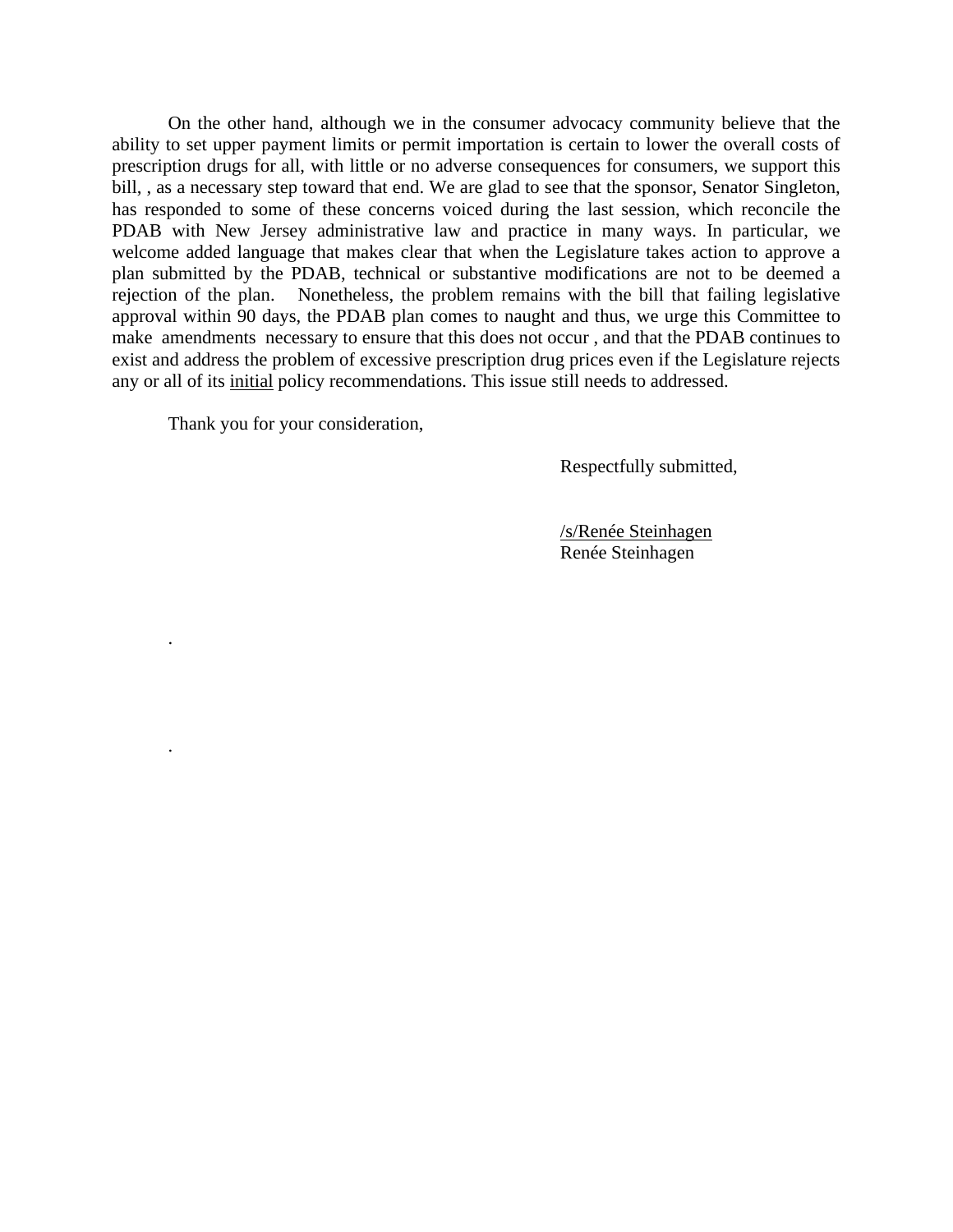On the other hand, although we in the consumer advocacy community believe that the ability to set upper payment limits or permit importation is certain to lower the overall costs of prescription drugs for all, with little or no adverse consequences for consumers, we support this bill, , as a necessary step toward that end. We are glad to see that the sponsor, Senator Singleton, has responded to some of these concerns voiced during the last session, which reconcile the PDAB with New Jersey administrative law and practice in many ways. In particular, we welcome added language that makes clear that when the Legislature takes action to approve a plan submitted by the PDAB, technical or substantive modifications are not to be deemed a rejection of the plan. Nonetheless, the problem remains with the bill that failing legislative approval within 90 days, the PDAB plan comes to naught and thus, we urge this Committee to make amendments necessary to ensure that this does not occur , and that the PDAB continues to exist and address the problem of excessive prescription drug prices even if the Legislature rejects any or all of its <u>initial</u> policy recommendations. This issue still needs to addressed.

Thank you for your consideration,

Respectfully submitted,

<u>/s/Renée Steinhagen</u>
Renée Steinhagen

.

.